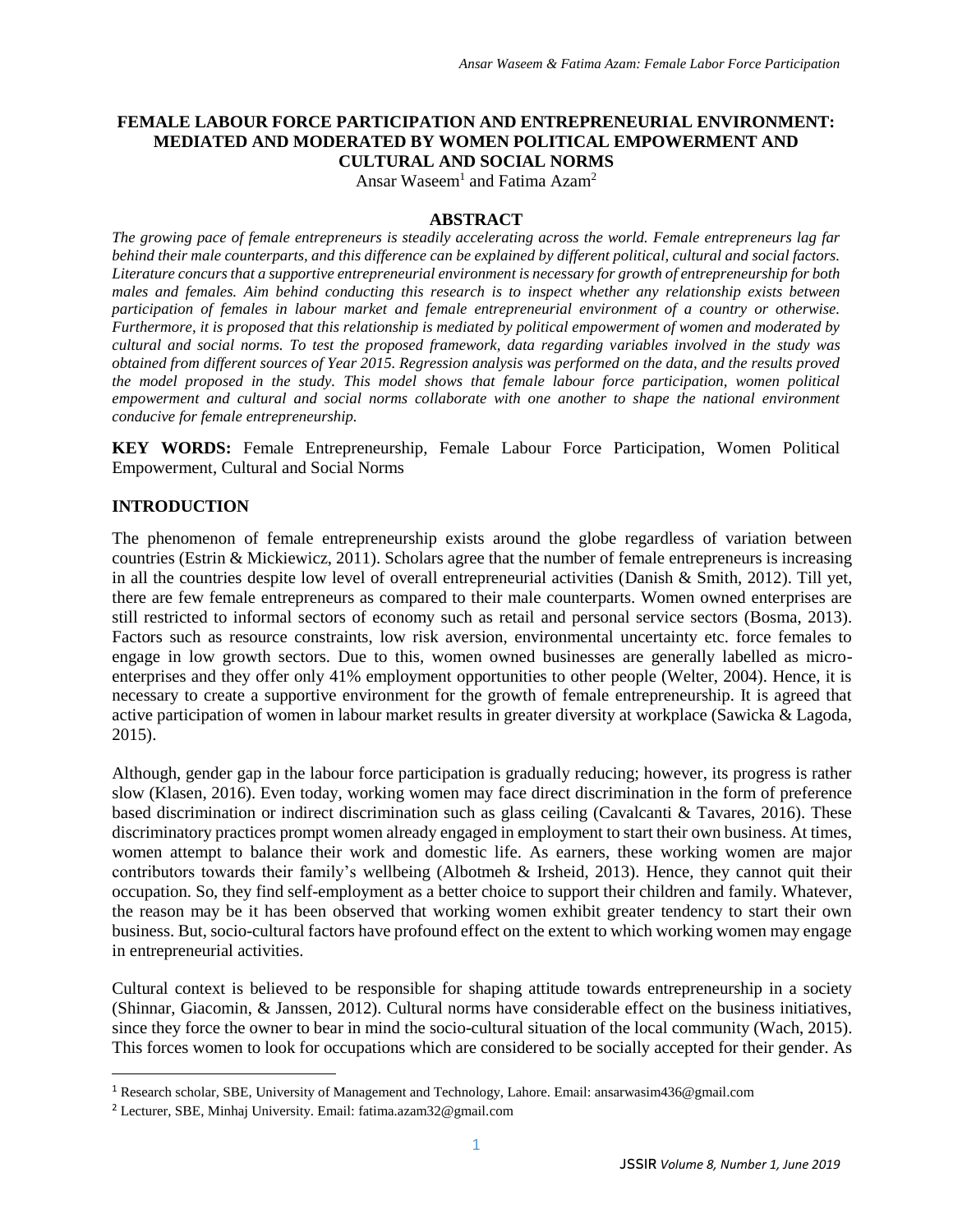# FEMALE LABOUR FORCE PARTICIPATION AND ENTREPRENEURIAL ENVIRONMENT: MEDIATED AND MODERATED BY WOMEN POLITICAL EMPOWERMENT AND CULTURAL AND SOCIAL NORMS

Ansar Waseem[1] and Fatima Azam[2]

## ABSTRACT

*The growing pace of female entrepreneurs is steadily accelerating across the world. Female entrepreneurs lag far behind their male counterparts, and this difference can be explained by different political, cultural and social factors. Literature concurs that a supportive entrepreneurial environment is necessary for growth of entrepreneurship for both males and females. Aim behind conducting this research is to inspect whether any relationship exists between participation of females in labour market and female entrepreneurial environment of a country or otherwise. Furthermore, it is proposed that this relationship is mediated by political empowerment of women and moderated by cultural and social norms. To test the proposed framework, data regarding variables involved in the study was obtained from different sources of Year 2015. Regression analysis was performed on the data, and the results proved the model proposed in the study. This model shows that female labour force participation, women political empowerment and cultural and social norms collaborate with one another to shape the national environment conducive for female entrepreneurship.*

**KEY WORDS:** Female Entrepreneurship, Female Labour Force Participation, Women Political Empowerment, Cultural and Social Norms

## INTRODUCTION

The phenomenon of female entrepreneurship exists around the globe regardless of variation between countries (Estrin & Mickiewicz, 2011). Scholars agree that the number of female entrepreneurs is increasing in all the countries despite low level of overall entrepreneurial activities (Danish & Smith, 2012). Till yet, there are few female entrepreneurs as compared to their male counterparts. Women owned enterprises are still restricted to informal sectors of economy such as retail and personal service sectors (Bosma, 2013). Factors such as resource constraints, low risk aversion, environmental uncertainty etc. force females to engage in low growth sectors. Due to this, women owned businesses are generally labelled as micro-enterprises and they offer only 41% employment opportunities to other people (Welter, 2004). Hence, it is necessary to create a supportive environment for the growth of female entrepreneurship. It is agreed that active participation of women in labour market results in greater diversity at workplace (Sawicka & Lagoda, 2015).

Although, gender gap in the labour force participation is gradually reducing; however, its progress is rather slow (Klasen, 2016). Even today, working women may face direct discrimination in the form of preference based discrimination or indirect discrimination such as glass ceiling (Cavalcanti & Tavares, 2016). These discriminatory practices prompt women already engaged in employment to start their own business. At times, women attempt to balance their work and domestic life. As earners, these working women are major contributors towards their family's wellbeing (Albotmeh & Irsheid, 2013). Hence, they cannot quit their occupation. So, they find self-employment as a better choice to support their children and family. Whatever, the reason may be it has been observed that working women exhibit greater tendency to start their own business. But, socio-cultural factors have profound effect on the extent to which working women may engage in entrepreneurial activities.

Cultural context is believed to be responsible for shaping attitude towards entrepreneurship in a society (Shinnar, Giacomin, & Janssen, 2012). Cultural norms have considerable effect on the business initiatives, since they force the owner to bear in mind the socio-cultural situation of the local community (Wach, 2015). This forces women to look for occupations which are considered to be socially accepted for their gender. As

---

[1] Research scholar, SBE, University of Management and Technology, Lahore. Email: ansarwasim436@gmail.com

[2] Lecturer, SBE, Minhaj University. Email: fatima.azam32@gmail.com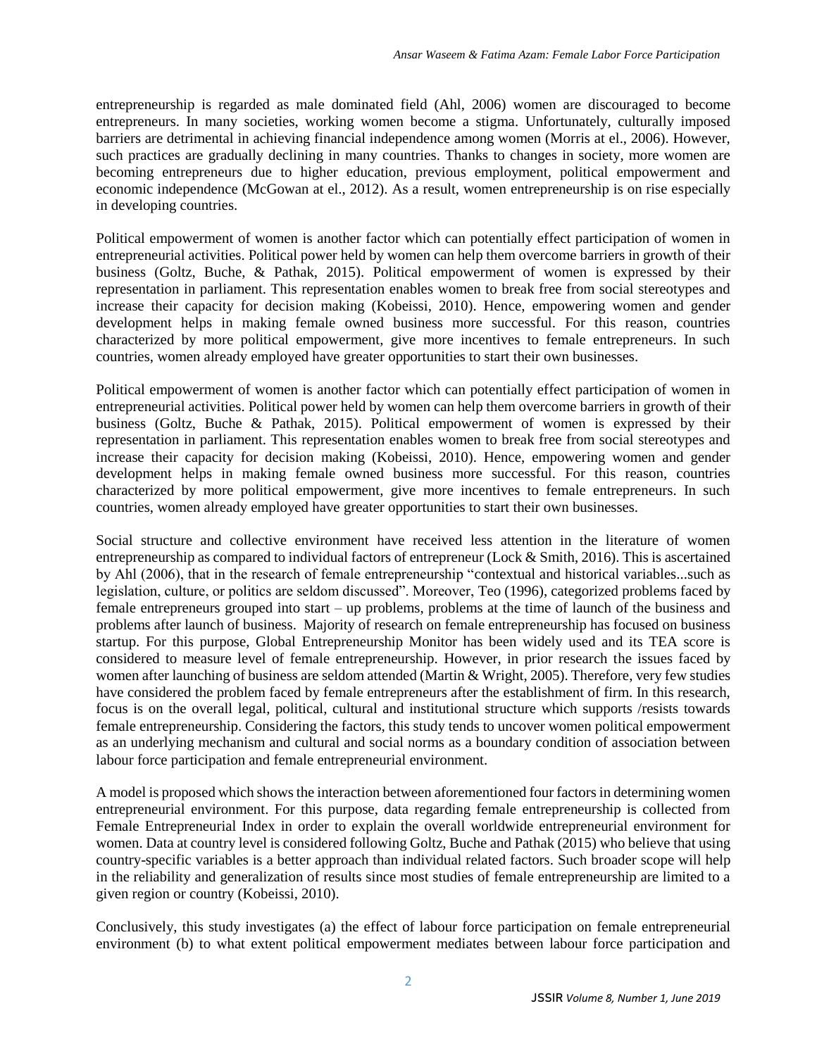entrepreneurship is regarded as male dominated field (Ahl, 2006) women are discouraged to become entrepreneurs. In many societies, working women become a stigma. Unfortunately, culturally imposed barriers are detrimental in achieving financial independence among women (Morris at el., 2006). However, such practices are gradually declining in many countries. Thanks to changes in society, more women are becoming entrepreneurs due to higher education, previous employment, political empowerment and economic independence (McGowan at el., 2012). As a result, women entrepreneurship is on rise especially in developing countries.

Political empowerment of women is another factor which can potentially effect participation of women in entrepreneurial activities. Political power held by women can help them overcome barriers in growth of their business (Goltz, Buche, & Pathak, 2015). Political empowerment of women is expressed by their representation in parliament. This representation enables women to break free from social stereotypes and increase their capacity for decision making (Kobeissi, 2010). Hence, empowering women and gender development helps in making female owned business more successful. For this reason, countries characterized by more political empowerment, give more incentives to female entrepreneurs. In such countries, women already employed have greater opportunities to start their own businesses.

Political empowerment of women is another factor which can potentially effect participation of women in entrepreneurial activities. Political power held by women can help them overcome barriers in growth of their business (Goltz, Buche & Pathak, 2015). Political empowerment of women is expressed by their representation in parliament. This representation enables women to break free from social stereotypes and increase their capacity for decision making (Kobeissi, 2010). Hence, empowering women and gender development helps in making female owned business more successful. For this reason, countries characterized by more political empowerment, give more incentives to female entrepreneurs. In such countries, women already employed have greater opportunities to start their own businesses.

Social structure and collective environment have received less attention in the literature of women entrepreneurship as compared to individual factors of entrepreneur (Lock & Smith, 2016). This is ascertained by Ahl (2006), that in the research of female entrepreneurship "contextual and historical variables...such as legislation, culture, or politics are seldom discussed". Moreover, Teo (1996), categorized problems faced by female entrepreneurs grouped into start – up problems, problems at the time of launch of the business and problems after launch of business. Majority of research on female entrepreneurship has focused on business startup. For this purpose, Global Entrepreneurship Monitor has been widely used and its TEA score is considered to measure level of female entrepreneurship. However, in prior research the issues faced by women after launching of business are seldom attended (Martin & Wright, 2005). Therefore, very few studies have considered the problem faced by female entrepreneurs after the establishment of firm. In this research, focus is on the overall legal, political, cultural and institutional structure which supports /resists towards female entrepreneurship. Considering the factors, this study tends to uncover women political empowerment as an underlying mechanism and cultural and social norms as a boundary condition of association between labour force participation and female entrepreneurial environment.

A model is proposed which shows the interaction between aforementioned four factors in determining women entrepreneurial environment. For this purpose, data regarding female entrepreneurship is collected from Female Entrepreneurial Index in order to explain the overall worldwide entrepreneurial environment for women. Data at country level is considered following Goltz, Buche and Pathak (2015) who believe that using country-specific variables is a better approach than individual related factors. Such broader scope will help in the reliability and generalization of results since most studies of female entrepreneurship are limited to a given region or country (Kobeissi, 2010).

Conclusively, this study investigates (a) the effect of labour force participation on female entrepreneurial environment (b) to what extent political empowerment mediates between labour force participation and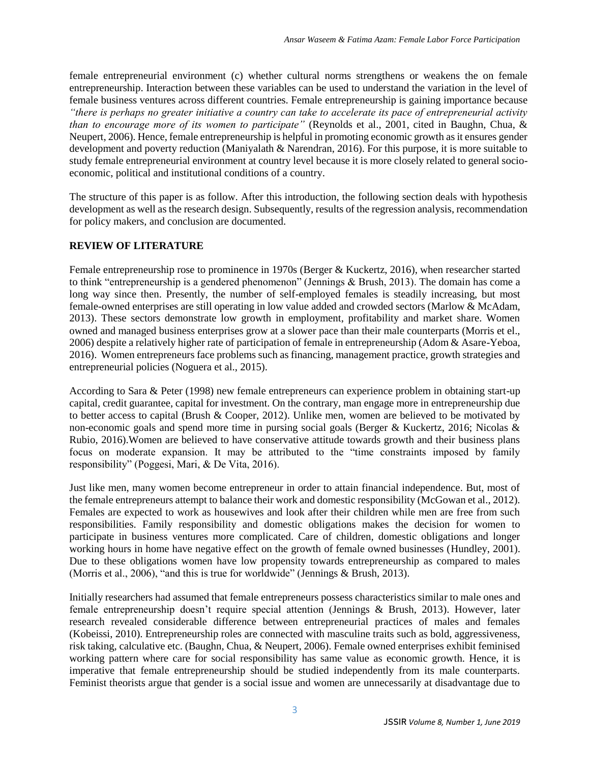female entrepreneurial environment (c) whether cultural norms strengthens or weakens the on female entrepreneurship. Interaction between these variables can be used to understand the variation in the level of female business ventures across different countries. Female entrepreneurship is gaining importance because *"there is perhaps no greater initiative a country can take to accelerate its pace of entrepreneurial activity than to encourage more of its women to participate"* (Reynolds et al., 2001, cited in Baughn, Chua, & Neupert, 2006). Hence, female entrepreneurship is helpful in promoting economic growth as it ensures gender development and poverty reduction (Maniyalath & Narendran, 2016). For this purpose, it is more suitable to study female entrepreneurial environment at country level because it is more closely related to general socio-economic, political and institutional conditions of a country.

The structure of this paper is as follow. After this introduction, the following section deals with hypothesis development as well as the research design. Subsequently, results of the regression analysis, recommendation for policy makers, and conclusion are documented.

## REVIEW OF LITERATURE

Female entrepreneurship rose to prominence in 1970s (Berger & Kuckertz, 2016), when researcher started to think "entrepreneurship is a gendered phenomenon" (Jennings & Brush, 2013). The domain has come a long way since then. Presently, the number of self-employed females is steadily increasing, but most female-owned enterprises are still operating in low value added and crowded sectors (Marlow & McAdam, 2013). These sectors demonstrate low growth in employment, profitability and market share. Women owned and managed business enterprises grow at a slower pace than their male counterparts (Morris et el., 2006) despite a relatively higher rate of participation of female in entrepreneurship (Adom & Asare-Yeboa, 2016). Women entrepreneurs face problems such as financing, management practice, growth strategies and entrepreneurial policies (Noguera et al., 2015).

According to Sara & Peter (1998) new female entrepreneurs can experience problem in obtaining start-up capital, credit guarantee, capital for investment. On the contrary, man engage more in entrepreneurship due to better access to capital (Brush & Cooper, 2012). Unlike men, women are believed to be motivated by non-economic goals and spend more time in pursing social goals (Berger & Kuckertz, 2016; Nicolas & Rubio, 2016).Women are believed to have conservative attitude towards growth and their business plans focus on moderate expansion. It may be attributed to the "time constraints imposed by family responsibility" (Poggesi, Mari, & De Vita, 2016).

Just like men, many women become entrepreneur in order to attain financial independence. But, most of the female entrepreneurs attempt to balance their work and domestic responsibility (McGowan et al., 2012). Females are expected to work as housewives and look after their children while men are free from such responsibilities. Family responsibility and domestic obligations makes the decision for women to participate in business ventures more complicated. Care of children, domestic obligations and longer working hours in home have negative effect on the growth of female owned businesses (Hundley, 2001). Due to these obligations women have low propensity towards entrepreneurship as compared to males (Morris et al., 2006), "and this is true for worldwide" (Jennings & Brush, 2013).

Initially researchers had assumed that female entrepreneurs possess characteristics similar to male ones and female entrepreneurship doesn't require special attention (Jennings & Brush, 2013). However, later research revealed considerable difference between entrepreneurial practices of males and females (Kobeissi, 2010). Entrepreneurship roles are connected with masculine traits such as bold, aggressiveness, risk taking, calculative etc. (Baughn, Chua, & Neupert, 2006). Female owned enterprises exhibit feminised working pattern where care for social responsibility has same value as economic growth. Hence, it is imperative that female entrepreneurship should be studied independently from its male counterparts. Feminist theorists argue that gender is a social issue and women are unnecessarily at disadvantage due to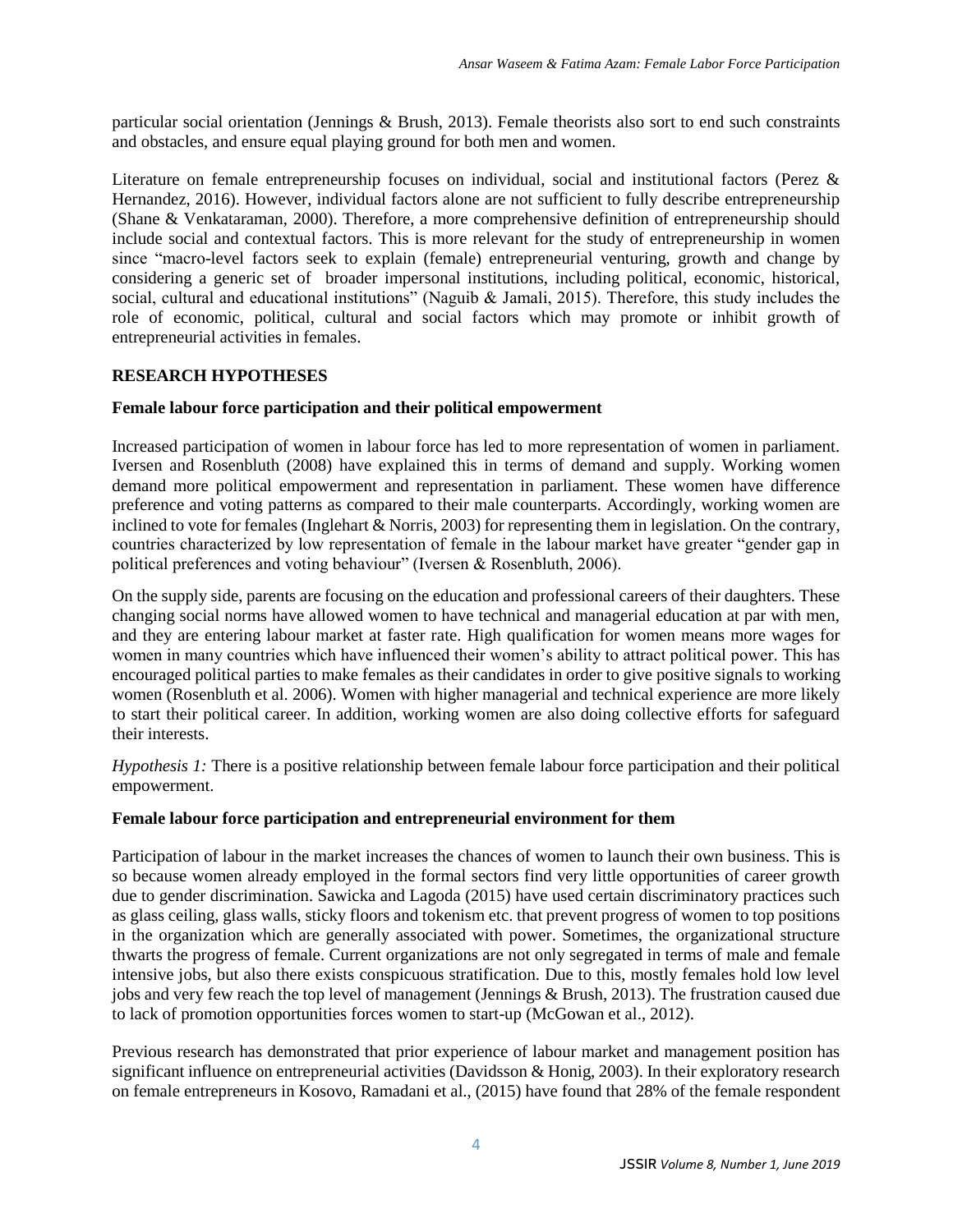particular social orientation (Jennings & Brush, 2013). Female theorists also sort to end such constraints and obstacles, and ensure equal playing ground for both men and women.

Literature on female entrepreneurship focuses on individual, social and institutional factors (Perez & Hernandez, 2016). However, individual factors alone are not sufficient to fully describe entrepreneurship (Shane & Venkataraman, 2000). Therefore, a more comprehensive definition of entrepreneurship should include social and contextual factors. This is more relevant for the study of entrepreneurship in women since "macro-level factors seek to explain (female) entrepreneurial venturing, growth and change by considering a generic set of broader impersonal institutions, including political, economic, historical, social, cultural and educational institutions" (Naguib & Jamali, 2015). Therefore, this study includes the role of economic, political, cultural and social factors which may promote or inhibit growth of entrepreneurial activities in females.

## RESEARCH HYPOTHESES

### Female labour force participation and their political empowerment

Increased participation of women in labour force has led to more representation of women in parliament. Iversen and Rosenbluth (2008) have explained this in terms of demand and supply. Working women demand more political empowerment and representation in parliament. These women have difference preference and voting patterns as compared to their male counterparts. Accordingly, working women are inclined to vote for females (Inglehart & Norris, 2003) for representing them in legislation. On the contrary, countries characterized by low representation of female in the labour market have greater "gender gap in political preferences and voting behaviour" (Iversen & Rosenbluth, 2006).

On the supply side, parents are focusing on the education and professional careers of their daughters. These changing social norms have allowed women to have technical and managerial education at par with men, and they are entering labour market at faster rate. High qualification for women means more wages for women in many countries which have influenced their women's ability to attract political power. This has encouraged political parties to make females as their candidates in order to give positive signals to working women (Rosenbluth et al. 2006). Women with higher managerial and technical experience are more likely to start their political career. In addition, working women are also doing collective efforts for safeguard their interests.

*Hypothesis 1:* There is a positive relationship between female labour force participation and their political empowerment.

### Female labour force participation and entrepreneurial environment for them

Participation of labour in the market increases the chances of women to launch their own business. This is so because women already employed in the formal sectors find very little opportunities of career growth due to gender discrimination. Sawicka and Lagoda (2015) have used certain discriminatory practices such as glass ceiling, glass walls, sticky floors and tokenism etc. that prevent progress of women to top positions in the organization which are generally associated with power. Sometimes, the organizational structure thwarts the progress of female. Current organizations are not only segregated in terms of male and female intensive jobs, but also there exists conspicuous stratification. Due to this, mostly females hold low level jobs and very few reach the top level of management (Jennings & Brush, 2013). The frustration caused due to lack of promotion opportunities forces women to start-up (McGowan et al., 2012).

Previous research has demonstrated that prior experience of labour market and management position has significant influence on entrepreneurial activities (Davidsson & Honig, 2003). In their exploratory research on female entrepreneurs in Kosovo, Ramadani et al., (2015) have found that 28% of the female respondent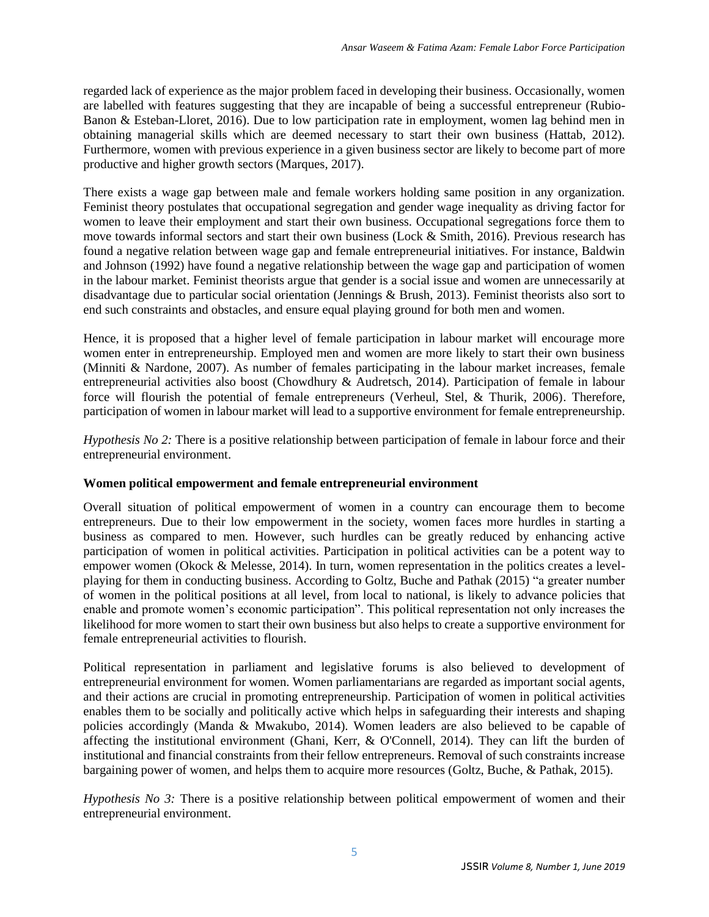regarded lack of experience as the major problem faced in developing their business. Occasionally, women are labelled with features suggesting that they are incapable of being a successful entrepreneur (Rubio-Banon & Esteban-Lloret, 2016). Due to low participation rate in employment, women lag behind men in obtaining managerial skills which are deemed necessary to start their own business (Hattab, 2012). Furthermore, women with previous experience in a given business sector are likely to become part of more productive and higher growth sectors (Marques, 2017).

There exists a wage gap between male and female workers holding same position in any organization. Feminist theory postulates that occupational segregation and gender wage inequality as driving factor for women to leave their employment and start their own business. Occupational segregations force them to move towards informal sectors and start their own business (Lock & Smith, 2016). Previous research has found a negative relation between wage gap and female entrepreneurial initiatives. For instance, Baldwin and Johnson (1992) have found a negative relationship between the wage gap and participation of women in the labour market. Feminist theorists argue that gender is a social issue and women are unnecessarily at disadvantage due to particular social orientation (Jennings & Brush, 2013). Feminist theorists also sort to end such constraints and obstacles, and ensure equal playing ground for both men and women.

Hence, it is proposed that a higher level of female participation in labour market will encourage more women enter in entrepreneurship. Employed men and women are more likely to start their own business (Minniti & Nardone, 2007). As number of females participating in the labour market increases, female entrepreneurial activities also boost (Chowdhury & Audretsch, 2014). Participation of female in labour force will flourish the potential of female entrepreneurs (Verheul, Stel, & Thurik, 2006). Therefore, participation of women in labour market will lead to a supportive environment for female entrepreneurship.

*Hypothesis No 2:* There is a positive relationship between participation of female in labour force and their entrepreneurial environment.

### Women political empowerment and female entrepreneurial environment

Overall situation of political empowerment of women in a country can encourage them to become entrepreneurs. Due to their low empowerment in the society, women faces more hurdles in starting a business as compared to men. However, such hurdles can be greatly reduced by enhancing active participation of women in political activities. Participation in political activities can be a potent way to empower women (Okock & Melesse, 2014). In turn, women representation in the politics creates a level-playing for them in conducting business. According to Goltz, Buche and Pathak (2015) "a greater number of women in the political positions at all level, from local to national, is likely to advance policies that enable and promote women's economic participation". This political representation not only increases the likelihood for more women to start their own business but also helps to create a supportive environment for female entrepreneurial activities to flourish.

Political representation in parliament and legislative forums is also believed to development of entrepreneurial environment for women. Women parliamentarians are regarded as important social agents, and their actions are crucial in promoting entrepreneurship. Participation of women in political activities enables them to be socially and politically active which helps in safeguarding their interests and shaping policies accordingly (Manda & Mwakubo, 2014). Women leaders are also believed to be capable of affecting the institutional environment (Ghani, Kerr, & O'Connell, 2014). They can lift the burden of institutional and financial constraints from their fellow entrepreneurs. Removal of such constraints increase bargaining power of women, and helps them to acquire more resources (Goltz, Buche, & Pathak, 2015).

*Hypothesis No 3:* There is a positive relationship between political empowerment of women and their entrepreneurial environment.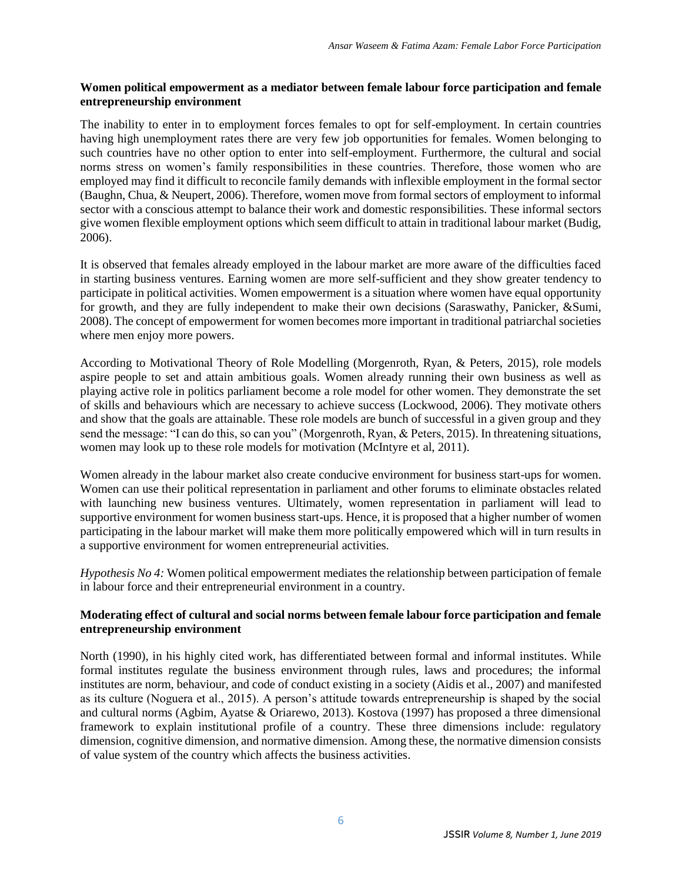**Women political empowerment as a mediator between female labour force participation and female entrepreneurship environment**

The inability to enter in to employment forces females to opt for self-employment. In certain countries having high unemployment rates there are very few job opportunities for females. Women belonging to such countries have no other option to enter into self-employment. Furthermore, the cultural and social norms stress on women's family responsibilities in these countries. Therefore, those women who are employed may find it difficult to reconcile family demands with inflexible employment in the formal sector (Baughn, Chua, & Neupert, 2006). Therefore, women move from formal sectors of employment to informal sector with a conscious attempt to balance their work and domestic responsibilities. These informal sectors give women flexible employment options which seem difficult to attain in traditional labour market (Budig, 2006).

It is observed that females already employed in the labour market are more aware of the difficulties faced in starting business ventures. Earning women are more self-sufficient and they show greater tendency to participate in political activities. Women empowerment is a situation where women have equal opportunity for growth, and they are fully independent to make their own decisions (Saraswathy, Panicker, &Sumi, 2008). The concept of empowerment for women becomes more important in traditional patriarchal societies where men enjoy more powers.

According to Motivational Theory of Role Modelling (Morgenroth, Ryan, & Peters, 2015), role models aspire people to set and attain ambitious goals. Women already running their own business as well as playing active role in politics parliament become a role model for other women. They demonstrate the set of skills and behaviours which are necessary to achieve success (Lockwood, 2006). They motivate others and show that the goals are attainable. These role models are bunch of successful in a given group and they send the message: "I can do this, so can you" (Morgenroth, Ryan, & Peters, 2015). In threatening situations, women may look up to these role models for motivation (McIntyre et al, 2011).

Women already in the labour market also create conducive environment for business start-ups for women. Women can use their political representation in parliament and other forums to eliminate obstacles related with launching new business ventures. Ultimately, women representation in parliament will lead to supportive environment for women business start-ups. Hence, it is proposed that a higher number of women participating in the labour market will make them more politically empowered which will in turn results in a supportive environment for women entrepreneurial activities.

*Hypothesis No 4:* Women political empowerment mediates the relationship between participation of female in labour force and their entrepreneurial environment in a country.

**Moderating effect of cultural and social norms between female labour force participation and female entrepreneurship environment**

North (1990), in his highly cited work, has differentiated between formal and informal institutes. While formal institutes regulate the business environment through rules, laws and procedures; the informal institutes are norm, behaviour, and code of conduct existing in a society (Aidis et al., 2007) and manifested as its culture (Noguera et al., 2015). A person's attitude towards entrepreneurship is shaped by the social and cultural norms (Agbim, Ayatse & Oriarewo, 2013). Kostova (1997) has proposed a three dimensional framework to explain institutional profile of a country. These three dimensions include: regulatory dimension, cognitive dimension, and normative dimension. Among these, the normative dimension consists of value system of the country which affects the business activities.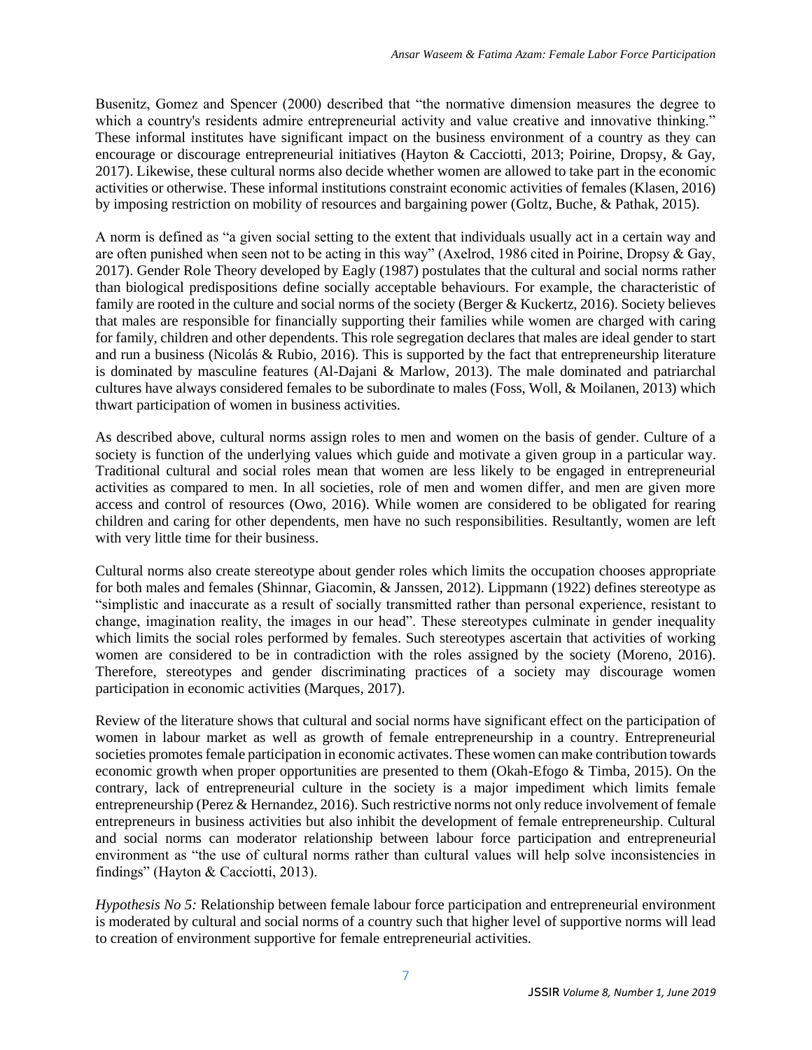Busenitz, Gomez and Spencer (2000) described that "the normative dimension measures the degree to which a country's residents admire entrepreneurial activity and value creative and innovative thinking." These informal institutes have significant impact on the business environment of a country as they can encourage or discourage entrepreneurial initiatives (Hayton & Cacciotti, 2013; Poirine, Dropsy, & Gay, 2017). Likewise, these cultural norms also decide whether women are allowed to take part in the economic activities or otherwise. These informal institutions constraint economic activities of females (Klasen, 2016) by imposing restriction on mobility of resources and bargaining power (Goltz, Buche, & Pathak, 2015).

A norm is defined as "a given social setting to the extent that individuals usually act in a certain way and are often punished when seen not to be acting in this way" (Axelrod, 1986 cited in Poirine, Dropsy & Gay, 2017). Gender Role Theory developed by Eagly (1987) postulates that the cultural and social norms rather than biological predispositions define socially acceptable behaviours. For example, the characteristic of family are rooted in the culture and social norms of the society (Berger & Kuckertz, 2016). Society believes that males are responsible for financially supporting their families while women are charged with caring for family, children and other dependents. This role segregation declares that males are ideal gender to start and run a business (Nicolás & Rubio, 2016). This is supported by the fact that entrepreneurship literature is dominated by masculine features (Al-Dajani & Marlow, 2013). The male dominated and patriarchal cultures have always considered females to be subordinate to males (Foss, Woll, & Moilanen, 2013) which thwart participation of women in business activities.

As described above, cultural norms assign roles to men and women on the basis of gender. Culture of a society is function of the underlying values which guide and motivate a given group in a particular way. Traditional cultural and social roles mean that women are less likely to be engaged in entrepreneurial activities as compared to men. In all societies, role of men and women differ, and men are given more access and control of resources (Owo, 2016). While women are considered to be obligated for rearing children and caring for other dependents, men have no such responsibilities. Resultantly, women are left with very little time for their business.

Cultural norms also create stereotype about gender roles which limits the occupation chooses appropriate for both males and females (Shinnar, Giacomin, & Janssen, 2012). Lippmann (1922) defines stereotype as "simplistic and inaccurate as a result of socially transmitted rather than personal experience, resistant to change, imagination reality, the images in our head". These stereotypes culminate in gender inequality which limits the social roles performed by females. Such stereotypes ascertain that activities of working women are considered to be in contradiction with the roles assigned by the society (Moreno, 2016). Therefore, stereotypes and gender discriminating practices of a society may discourage women participation in economic activities (Marques, 2017).

Review of the literature shows that cultural and social norms have significant effect on the participation of women in labour market as well as growth of female entrepreneurship in a country. Entrepreneurial societies promotes female participation in economic activates. These women can make contribution towards economic growth when proper opportunities are presented to them (Okah-Efogo & Timba, 2015). On the contrary, lack of entrepreneurial culture in the society is a major impediment which limits female entrepreneurship (Perez & Hernandez, 2016). Such restrictive norms not only reduce involvement of female entrepreneurs in business activities but also inhibit the development of female entrepreneurship. Cultural and social norms can moderator relationship between labour force participation and entrepreneurial environment as "the use of cultural norms rather than cultural values will help solve inconsistencies in findings" (Hayton & Cacciotti, 2013).

*Hypothesis No 5:* Relationship between female labour force participation and entrepreneurial environment is moderated by cultural and social norms of a country such that higher level of supportive norms will lead to creation of environment supportive for female entrepreneurial activities.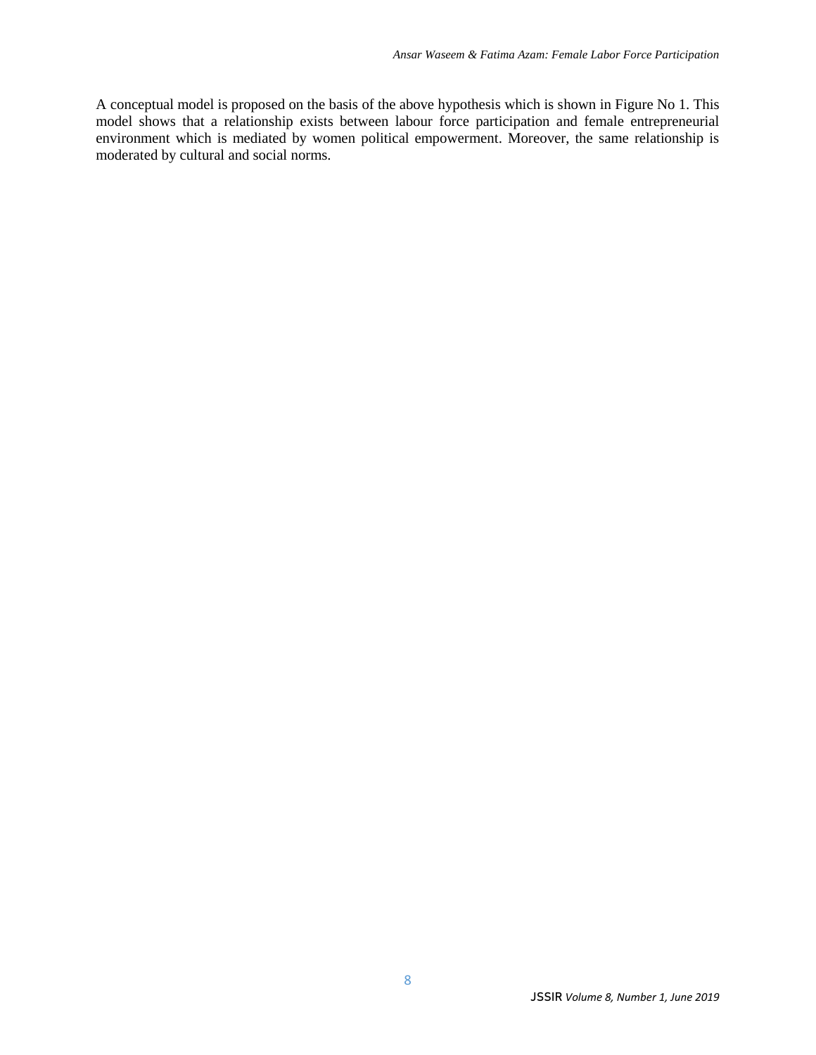A conceptual model is proposed on the basis of the above hypothesis which is shown in Figure No 1. This model shows that a relationship exists between labour force participation and female entrepreneurial environment which is mediated by women political empowerment. Moreover, the same relationship is moderated by cultural and social norms.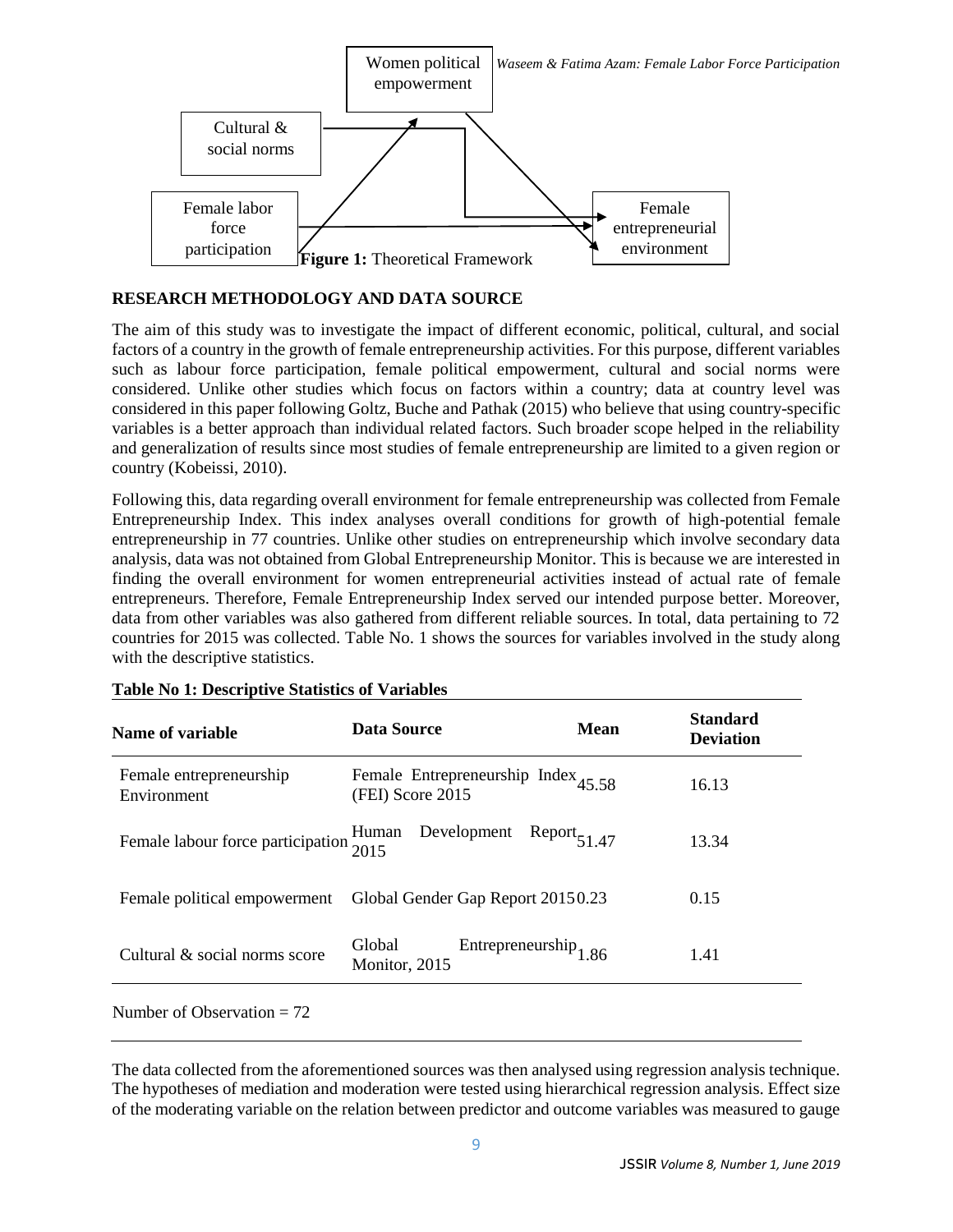Women political empowerment

Cultural & social norms

Female labor force participation

Female entrepreneurial environment

**Figure 1:** Theoretical Framework

## RESEARCH METHODOLOGY AND DATA SOURCE

The aim of this study was to investigate the impact of different economic, political, cultural, and social factors of a country in the growth of female entrepreneurship activities. For this purpose, different variables such as labour force participation, female political empowerment, cultural and social norms were considered. Unlike other studies which focus on factors within a country; data at country level was considered in this paper following Goltz, Buche and Pathak (2015) who believe that using country-specific variables is a better approach than individual related factors. Such broader scope helped in the reliability and generalization of results since most studies of female entrepreneurship are limited to a given region or country (Kobeissi, 2010).

Following this, data regarding overall environment for female entrepreneurship was collected from Female Entrepreneurship Index. This index analyses overall conditions for growth of high-potential female entrepreneurship in 77 countries. Unlike other studies on entrepreneurship which involve secondary data analysis, data was not obtained from Global Entrepreneurship Monitor. This is because we are interested in finding the overall environment for women entrepreneurial activities instead of actual rate of female entrepreneurs. Therefore, Female Entrepreneurship Index served our intended purpose better. Moreover, data from other variables was also gathered from different reliable sources. In total, data pertaining to 72 countries for 2015 was collected. Table No. 1 shows the sources for variables involved in the study along with the descriptive statistics.

**Table No 1: Descriptive Statistics of Variables**

| Name of variable | Data Source | Mean | Standard Deviation |
|---|---|---|---|
| Female entrepreneurship Environment | Female Entrepreneurship Index (FEI) Score 2015 | 45.58 | 16.13 |
| Female labour force participation | Human Development Report 2015 | 51.47 | 13.34 |
| Female political empowerment | Global Gender Gap Report 2015 | 0.23 | 0.15 |
| Cultural & social norms score | Global Entrepreneurship Monitor, 2015 | 1.86 | 1.41 |

Number of Observation = 72

The data collected from the aforementioned sources was then analysed using regression analysis technique. The hypotheses of mediation and moderation were tested using hierarchical regression analysis. Effect size of the moderating variable on the relation between predictor and outcome variables was measured to gauge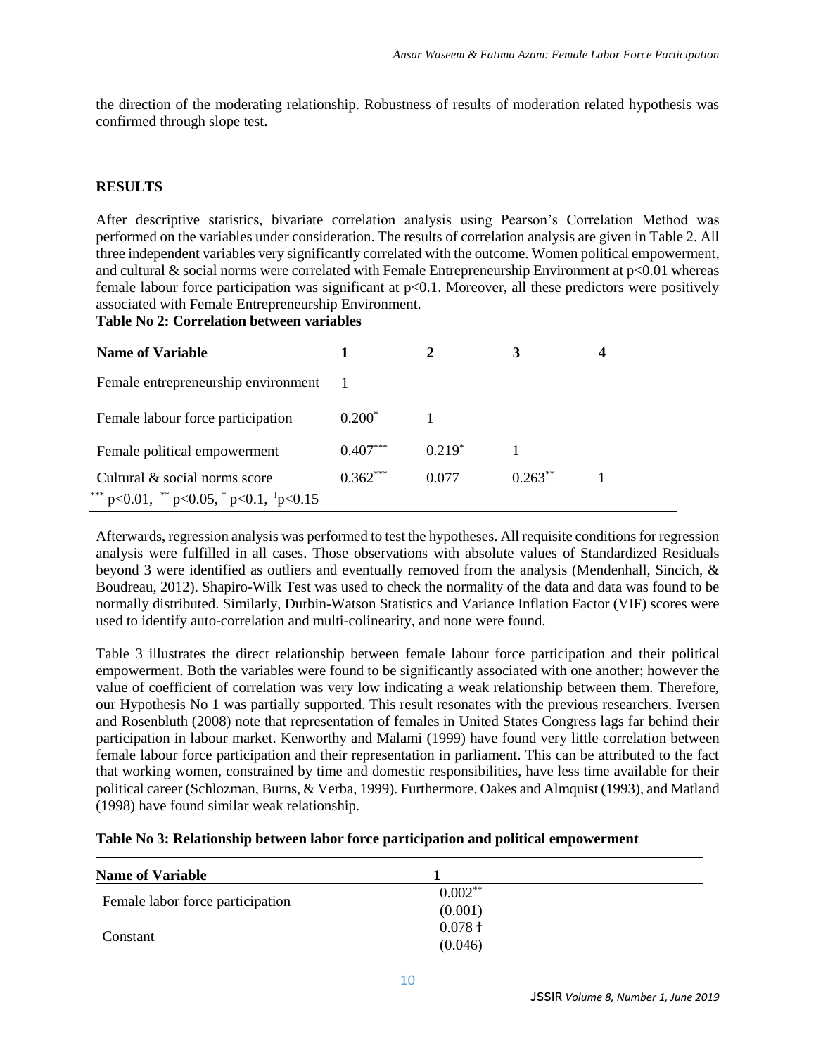the direction of the moderating relationship. Robustness of results of moderation related hypothesis was confirmed through slope test.

## RESULTS

After descriptive statistics, bivariate correlation analysis using Pearson's Correlation Method was performed on the variables under consideration. The results of correlation analysis are given in Table 2. All three independent variables very significantly correlated with the outcome. Women political empowerment, and cultural & social norms were correlated with Female Entrepreneurship Environment at $p<0.01$ whereas female labour force participation was significant at $p<0.1$. Moreover, all these predictors were positively associated with Female Entrepreneurship Environment.

**Table No 2: Correlation between variables**

| Name of Variable | 1 | 2 | 3 | 4 |
|---|---|---|---|---|
| Female entrepreneurship environment | 1 | | | |
| Female labour force participation | $0.200^{*}$ | 1 | | |
| Female political empowerment | $0.407^{***}$ | $0.219^{*}$ | 1 | |
| Cultural & social norms score | $0.362^{***}$ | 0.077 | $0.263^{**}$ | 1 |

$^{***}p<0.01$, $^{**}p<0.05$, $^{*}p<0.1$, $^{ƚ}p<0.15$

Afterwards, regression analysis was performed to test the hypotheses. All requisite conditions for regression analysis were fulfilled in all cases. Those observations with absolute values of Standardized Residuals beyond 3 were identified as outliers and eventually removed from the analysis (Mendenhall, Sincich, & Boudreau, 2012). Shapiro-Wilk Test was used to check the normality of the data and data was found to be normally distributed. Similarly, Durbin-Watson Statistics and Variance Inflation Factor (VIF) scores were used to identify auto-correlation and multi-colinearity, and none were found.

Table 3 illustrates the direct relationship between female labour force participation and their political empowerment. Both the variables were found to be significantly associated with one another; however the value of coefficient of correlation was very low indicating a weak relationship between them. Therefore, our Hypothesis No 1 was partially supported. This result resonates with the previous researchers. Iversen and Rosenbluth (2008) note that representation of females in United States Congress lags far behind their participation in labour market. Kenworthy and Malami (1999) have found very little correlation between female labour force participation and their representation in parliament. This can be attributed to the fact that working women, constrained by time and domestic responsibilities, have less time available for their political career (Schlozman, Burns, & Verba, 1999). Furthermore, Oakes and Almquist (1993), and Matland (1998) have found similar weak relationship.

**Table No 3: Relationship between labor force participation and political empowerment**

| Name of Variable | 1 |
|---|---|
| Female labor force participation | $0.002^{**}$ (0.001) |
| Constant | 0.078 ƚ (0.046) |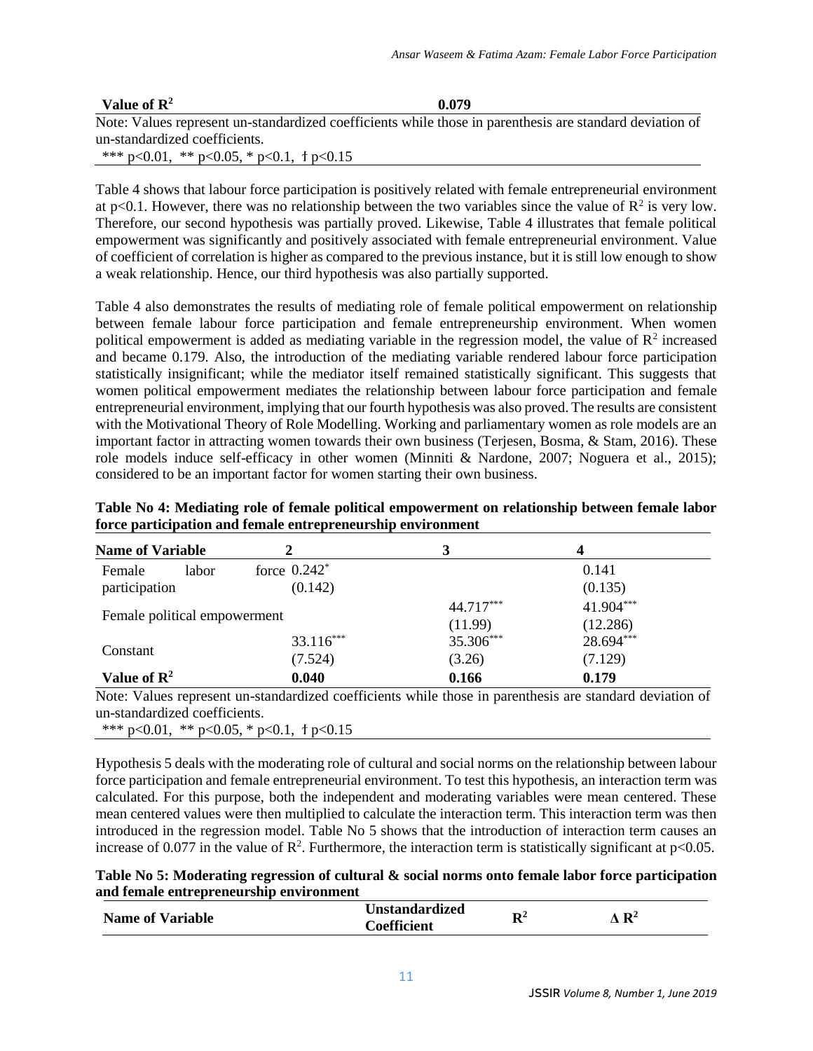| Value of $R^2$ | 0.079 |
|---|---|

Note: Values represent un-standardized coefficients while those in parenthesis are standard deviation of un-standardized coefficients.

*** p<0.01, ** p<0.05, * p<0.1, ƚ p<0.15

Table 4 shows that labour force participation is positively related with female entrepreneurial environment at p<0.1. However, there was no relationship between the two variables since the value of $R^2$ is very low. Therefore, our second hypothesis was partially proved. Likewise, Table 4 illustrates that female political empowerment was significantly and positively associated with female entrepreneurial environment. Value of coefficient of correlation is higher as compared to the previous instance, but it is still low enough to show a weak relationship. Hence, our third hypothesis was also partially supported.

Table 4 also demonstrates the results of mediating role of female political empowerment on relationship between female labour force participation and female entrepreneurship environment. When women political empowerment is added as mediating variable in the regression model, the value of $R^2$ increased and became 0.179. Also, the introduction of the mediating variable rendered labour force participation statistically insignificant; while the mediator itself remained statistically significant. This suggests that women political empowerment mediates the relationship between labour force participation and female entrepreneurial environment, implying that our fourth hypothesis was also proved. The results are consistent with the Motivational Theory of Role Modelling. Working and parliamentary women as role models are an important factor in attracting women towards their own business (Terjesen, Bosma, & Stam, 2016). These role models induce self-efficacy in other women (Minniti & Nardone, 2007; Noguera et al., 2015); considered to be an important factor for women starting their own business.

**Table No 4: Mediating role of female political empowerment on relationship between female labor force participation and female entrepreneurship environment**

| Name of Variable | 2 | 3 | 4 |
|---|---|---|---|
| Female labor force participation | 0.242* (0.142) | | 0.141 (0.135) |
| Female political empowerment | | 44.717*** (11.99) | 41.904*** (12.286) |
| Constant | 33.116*** (7.524) | 35.306*** (3.26) | 28.694*** (7.129) |
| **Value of $R^2$** | **0.040** | **0.166** | **0.179** |

Note: Values represent un-standardized coefficients while those in parenthesis are standard deviation of un-standardized coefficients.

*** p<0.01, ** p<0.05, * p<0.1, ƚ p<0.15

Hypothesis 5 deals with the moderating role of cultural and social norms on the relationship between labour force participation and female entrepreneurial environment. To test this hypothesis, an interaction term was calculated. For this purpose, both the independent and moderating variables were mean centered. These mean centered values were then multiplied to calculate the interaction term. This interaction term was then introduced in the regression model. Table No 5 shows that the introduction of interaction term causes an increase of 0.077 in the value of $R^2$. Furthermore, the interaction term is statistically significant at p<0.05.

**Table No 5: Moderating regression of cultural & social norms onto female labor force participation and female entrepreneurship environment**

| Name of Variable | Unstandardized Coefficient | $R^2$ | $\Delta R^2$ |
|---|---|---|---|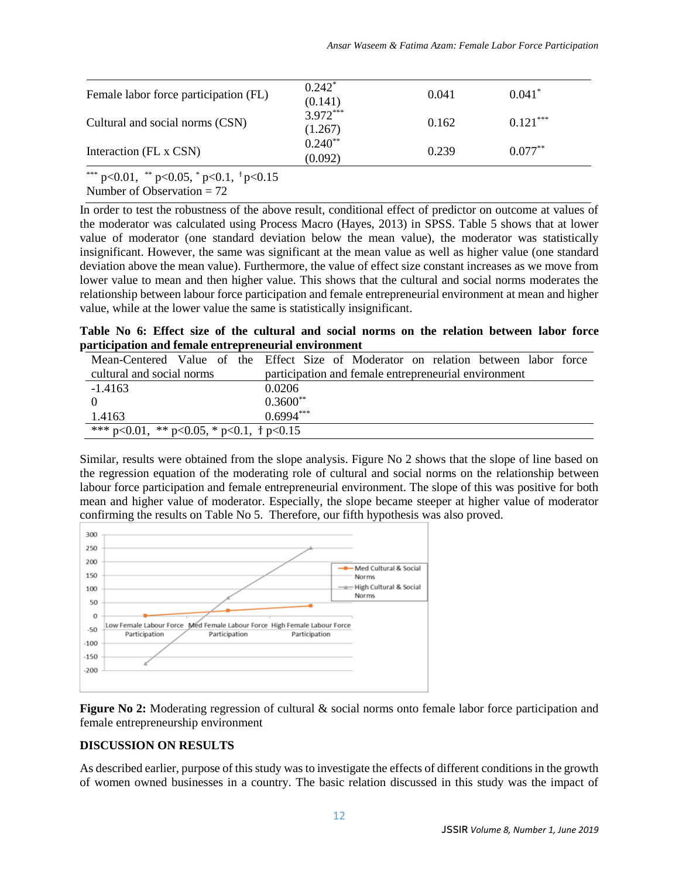| | | | |
|---|---|---|---|
| Female labor force participation (FL) | $0.242^{*}$ (0.141) | 0.041 | $0.041^{*}$ |
| Cultural and social norms (CSN) | $3.972^{***}$ (1.267) | 0.162 | $0.121^{***}$ |
| Interaction (FL x CSN) | $0.240^{**}$ (0.092) | 0.239 | $0.077^{**}$ |

$^{***}$ p<0.01, $^{**}$ p<0.05, $^{*}$ p<0.1, $^{\dagger}$ p<0.15
Number of Observation = 72

In order to test the robustness of the above result, conditional effect of predictor on outcome at values of the moderator was calculated using Process Macro (Hayes, 2013) in SPSS. Table 5 shows that at lower value of moderator (one standard deviation below the mean value), the moderator was statistically insignificant. However, the same was significant at the mean value as well as higher value (one standard deviation above the mean value). Furthermore, the value of effect size constant increases as we move from lower value to mean and then higher value. This shows that the cultural and social norms moderates the relationship between labour force participation and female entrepreneurial environment at mean and higher value, while at the lower value the same is statistically insignificant.

**Table No 6: Effect size of the cultural and social norms on the relation between labor force participation and female entrepreneurial environment**

| Mean-Centered Value of the cultural and social norms | Effect Size of Moderator on relation between labor force participation and female entrepreneurial environment |
|---|---|
| -1.4163 | 0.0206 |
| 0 | $0.3600^{**}$ |
| 1.4163 | $0.6994^{***}$ |

*** p<0.01, ** p<0.05, * p<0.1, † p<0.15

Similar, results were obtained from the slope analysis. Figure No 2 shows that the slope of line based on the regression equation of the moderating role of cultural and social norms on the relationship between labour force participation and female entrepreneurial environment. The slope of this was positive for both mean and higher value of moderator. Especially, the slope became steeper at higher value of moderator confirming the results on Table No 5. Therefore, our fifth hypothesis was also proved.

**Figure No 2:** Moderating regression of cultural & social norms onto female labor force participation and female entrepreneurship environment

## DISCUSSION ON RESULTS

As described earlier, purpose of this study was to investigate the effects of different conditions in the growth of women owned businesses in a country. The basic relation discussed in this study was the impact of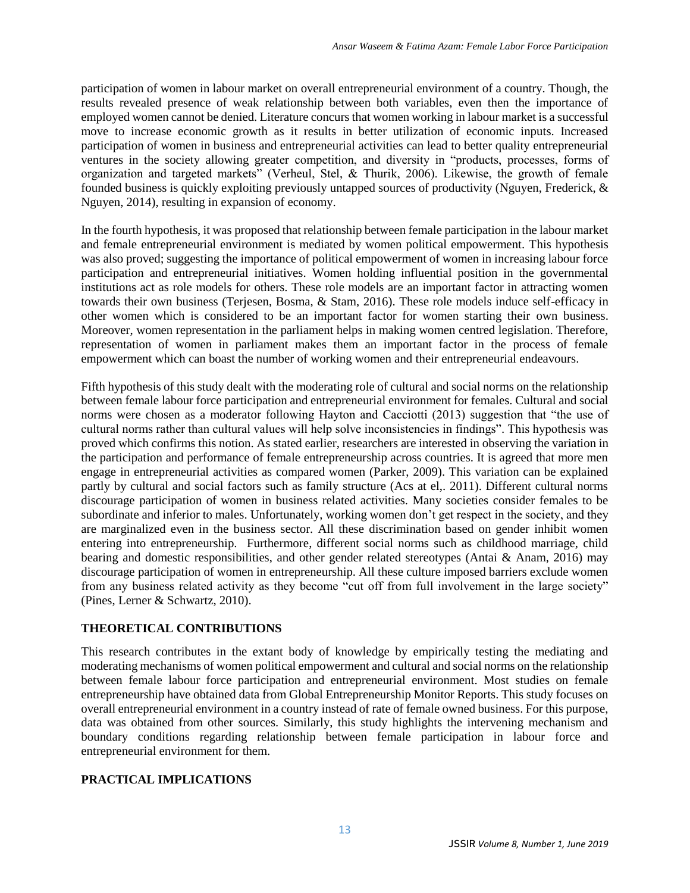participation of women in labour market on overall entrepreneurial environment of a country. Though, the results revealed presence of weak relationship between both variables, even then the importance of employed women cannot be denied. Literature concurs that women working in labour market is a successful move to increase economic growth as it results in better utilization of economic inputs. Increased participation of women in business and entrepreneurial activities can lead to better quality entrepreneurial ventures in the society allowing greater competition, and diversity in "products, processes, forms of organization and targeted markets" (Verheul, Stel, & Thurik, 2006). Likewise, the growth of female founded business is quickly exploiting previously untapped sources of productivity (Nguyen, Frederick, & Nguyen, 2014), resulting in expansion of economy.

In the fourth hypothesis, it was proposed that relationship between female participation in the labour market and female entrepreneurial environment is mediated by women political empowerment. This hypothesis was also proved; suggesting the importance of political empowerment of women in increasing labour force participation and entrepreneurial initiatives. Women holding influential position in the governmental institutions act as role models for others. These role models are an important factor in attracting women towards their own business (Terjesen, Bosma, & Stam, 2016). These role models induce self-efficacy in other women which is considered to be an important factor for women starting their own business. Moreover, women representation in the parliament helps in making women centred legislation. Therefore, representation of women in parliament makes them an important factor in the process of female empowerment which can boast the number of working women and their entrepreneurial endeavours.

Fifth hypothesis of this study dealt with the moderating role of cultural and social norms on the relationship between female labour force participation and entrepreneurial environment for females. Cultural and social norms were chosen as a moderator following Hayton and Cacciotti (2013) suggestion that "the use of cultural norms rather than cultural values will help solve inconsistencies in findings". This hypothesis was proved which confirms this notion. As stated earlier, researchers are interested in observing the variation in the participation and performance of female entrepreneurship across countries. It is agreed that more men engage in entrepreneurial activities as compared women (Parker, 2009). This variation can be explained partly by cultural and social factors such as family structure (Acs at el,. 2011). Different cultural norms discourage participation of women in business related activities. Many societies consider females to be subordinate and inferior to males. Unfortunately, working women don't get respect in the society, and they are marginalized even in the business sector. All these discrimination based on gender inhibit women entering into entrepreneurship. Furthermore, different social norms such as childhood marriage, child bearing and domestic responsibilities, and other gender related stereotypes (Antai & Anam, 2016) may discourage participation of women in entrepreneurship. All these culture imposed barriers exclude women from any business related activity as they become "cut off from full involvement in the large society" (Pines, Lerner & Schwartz, 2010).

## THEORETICAL CONTRIBUTIONS

This research contributes in the extant body of knowledge by empirically testing the mediating and moderating mechanisms of women political empowerment and cultural and social norms on the relationship between female labour force participation and entrepreneurial environment. Most studies on female entrepreneurship have obtained data from Global Entrepreneurship Monitor Reports. This study focuses on overall entrepreneurial environment in a country instead of rate of female owned business. For this purpose, data was obtained from other sources. Similarly, this study highlights the intervening mechanism and boundary conditions regarding relationship between female participation in labour force and entrepreneurial environment for them.

## PRACTICAL IMPLICATIONS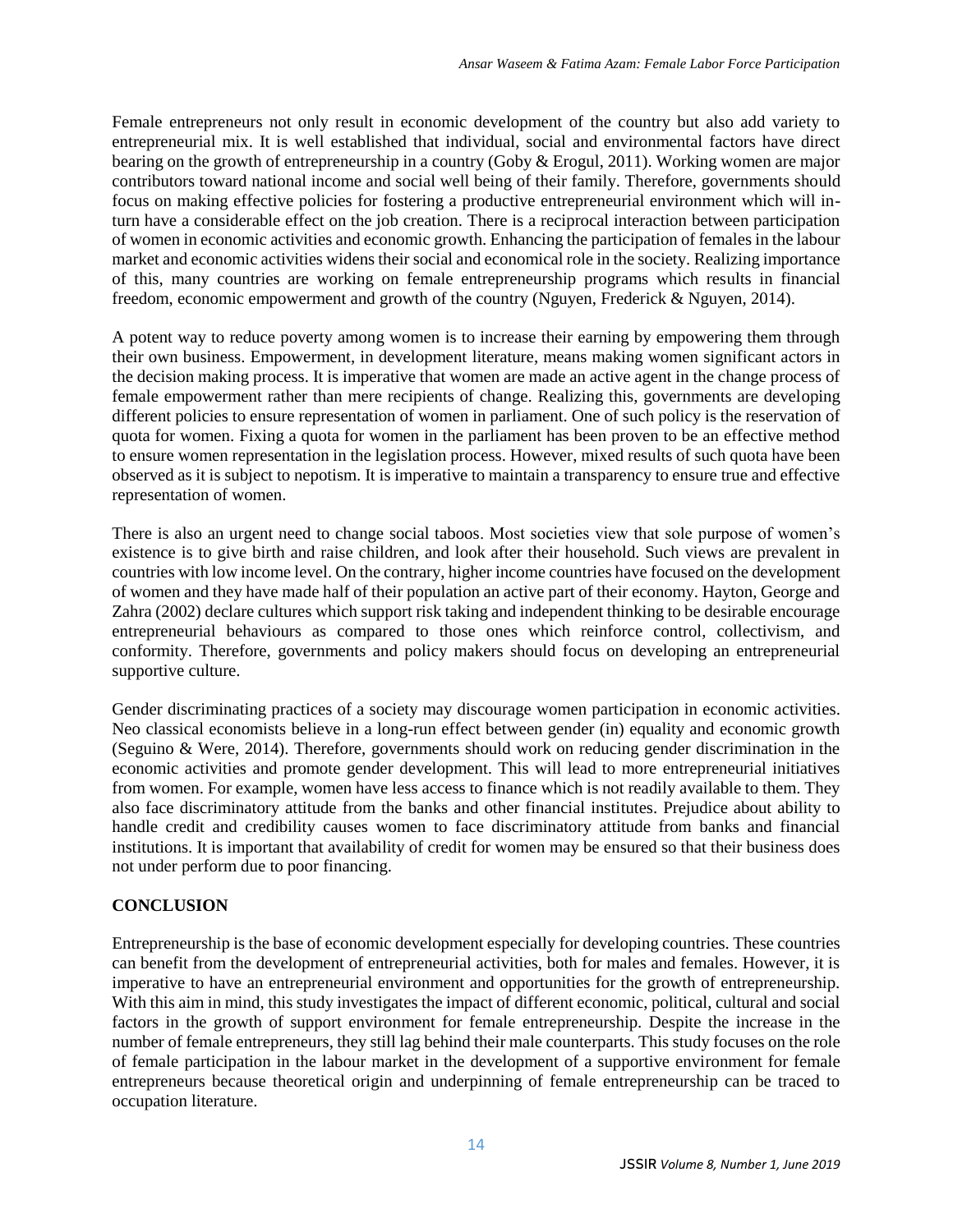Female entrepreneurs not only result in economic development of the country but also add variety to entrepreneurial mix. It is well established that individual, social and environmental factors have direct bearing on the growth of entrepreneurship in a country (Goby & Erogul, 2011). Working women are major contributors toward national income and social well being of their family. Therefore, governments should focus on making effective policies for fostering a productive entrepreneurial environment which will in-turn have a considerable effect on the job creation. There is a reciprocal interaction between participation of women in economic activities and economic growth. Enhancing the participation of females in the labour market and economic activities widens their social and economical role in the society. Realizing importance of this, many countries are working on female entrepreneurship programs which results in financial freedom, economic empowerment and growth of the country (Nguyen, Frederick & Nguyen, 2014).

A potent way to reduce poverty among women is to increase their earning by empowering them through their own business. Empowerment, in development literature, means making women significant actors in the decision making process. It is imperative that women are made an active agent in the change process of female empowerment rather than mere recipients of change. Realizing this, governments are developing different policies to ensure representation of women in parliament. One of such policy is the reservation of quota for women. Fixing a quota for women in the parliament has been proven to be an effective method to ensure women representation in the legislation process. However, mixed results of such quota have been observed as it is subject to nepotism. It is imperative to maintain a transparency to ensure true and effective representation of women.

There is also an urgent need to change social taboos. Most societies view that sole purpose of women's existence is to give birth and raise children, and look after their household. Such views are prevalent in countries with low income level. On the contrary, higher income countries have focused on the development of women and they have made half of their population an active part of their economy. Hayton, George and Zahra (2002) declare cultures which support risk taking and independent thinking to be desirable encourage entrepreneurial behaviours as compared to those ones which reinforce control, collectivism, and conformity. Therefore, governments and policy makers should focus on developing an entrepreneurial supportive culture.

Gender discriminating practices of a society may discourage women participation in economic activities. Neo classical economists believe in a long-run effect between gender (in) equality and economic growth (Seguino & Were, 2014). Therefore, governments should work on reducing gender discrimination in the economic activities and promote gender development. This will lead to more entrepreneurial initiatives from women. For example, women have less access to finance which is not readily available to them. They also face discriminatory attitude from the banks and other financial institutes. Prejudice about ability to handle credit and credibility causes women to face discriminatory attitude from banks and financial institutions. It is important that availability of credit for women may be ensured so that their business does not under perform due to poor financing.

## CONCLUSION

Entrepreneurship is the base of economic development especially for developing countries. These countries can benefit from the development of entrepreneurial activities, both for males and females. However, it is imperative to have an entrepreneurial environment and opportunities for the growth of entrepreneurship. With this aim in mind, this study investigates the impact of different economic, political, cultural and social factors in the growth of support environment for female entrepreneurship. Despite the increase in the number of female entrepreneurs, they still lag behind their male counterparts. This study focuses on the role of female participation in the labour market in the development of a supportive environment for female entrepreneurs because theoretical origin and underpinning of female entrepreneurship can be traced to occupation literature.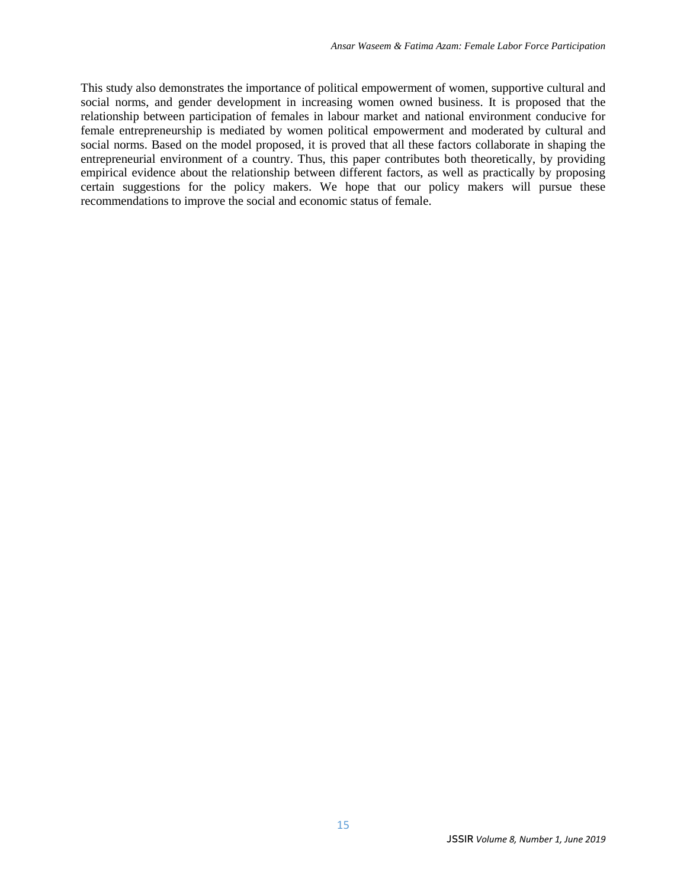This study also demonstrates the importance of political empowerment of women, supportive cultural and social norms, and gender development in increasing women owned business. It is proposed that the relationship between participation of females in labour market and national environment conducive for female entrepreneurship is mediated by women political empowerment and moderated by cultural and social norms. Based on the model proposed, it is proved that all these factors collaborate in shaping the entrepreneurial environment of a country. Thus, this paper contributes both theoretically, by providing empirical evidence about the relationship between different factors, as well as practically by proposing certain suggestions for the policy makers. We hope that our policy makers will pursue these recommendations to improve the social and economic status of female.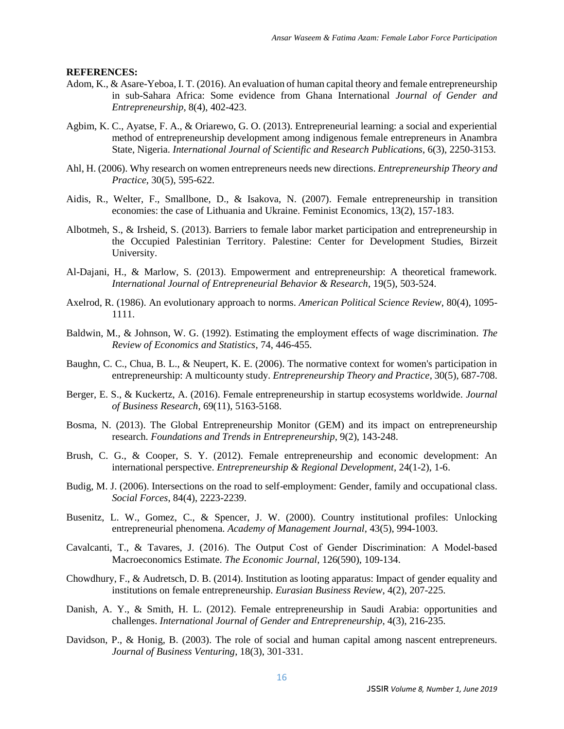**REFERENCES:**

Adom, K., & Asare-Yeboa, I. T. (2016). An evaluation of human capital theory and female entrepreneurship in sub-Sahara Africa: Some evidence from Ghana International *Journal of Gender and Entrepreneurship*, 8(4), 402-423.

Agbim, K. C., Ayatse, F. A., & Oriarewo, G. O. (2013). Entrepreneurial learning: a social and experiential method of entrepreneurship development among indigenous female entrepreneurs in Anambra State, Nigeria. *International Journal of Scientific and Research Publications*, 6(3), 2250-3153.

Ahl, H. (2006). Why research on women entrepreneurs needs new directions. *Entrepreneurship Theory and Practice*, 30(5), 595-622.

Aidis, R., Welter, F., Smallbone, D., & Isakova, N. (2007). Female entrepreneurship in transition economies: the case of Lithuania and Ukraine. Feminist Economics, 13(2), 157-183.

Albotmeh, S., & Irsheid, S. (2013). Barriers to female labor market participation and entrepreneurship in the Occupied Palestinian Territory. Palestine: Center for Development Studies, Birzeit University.

Al-Dajani, H., & Marlow, S. (2013). Empowerment and entrepreneurship: A theoretical framework. *International Journal of Entrepreneurial Behavior & Research*, 19(5), 503-524.

Axelrod, R. (1986). An evolutionary approach to norms. *American Political Science Review*, 80(4), 1095-1111.

Baldwin, M., & Johnson, W. G. (1992). Estimating the employment effects of wage discrimination. *The Review of Economics and Statistics*, 74, 446-455.

Baughn, C. C., Chua, B. L., & Neupert, K. E. (2006). The normative context for women's participation in entrepreneurship: A multicounty study. *Entrepreneurship Theory and Practice*, 30(5), 687-708.

Berger, E. S., & Kuckertz, A. (2016). Female entrepreneurship in startup ecosystems worldwide. *Journal of Business Research*, 69(11), 5163-5168.

Bosma, N. (2013). The Global Entrepreneurship Monitor (GEM) and its impact on entrepreneurship research. *Foundations and Trends in Entrepreneurship*, 9(2), 143-248.

Brush, C. G., & Cooper, S. Y. (2012). Female entrepreneurship and economic development: An international perspective. *Entrepreneurship & Regional Development*, 24(1-2), 1-6.

Budig, M. J. (2006). Intersections on the road to self-employment: Gender, family and occupational class. *Social Forces*, 84(4), 2223-2239.

Busenitz, L. W., Gomez, C., & Spencer, J. W. (2000). Country institutional profiles: Unlocking entrepreneurial phenomena. *Academy of Management Journal*, 43(5), 994-1003.

Cavalcanti, T., & Tavares, J. (2016). The Output Cost of Gender Discrimination: A Model-based Macroeconomics Estimate. *The Economic Journal*, 126(590), 109-134.

Chowdhury, F., & Audretsch, D. B. (2014). Institution as looting apparatus: Impact of gender equality and institutions on female entrepreneurship. *Eurasian Business Review*, 4(2), 207-225.

Danish, A. Y., & Smith, H. L. (2012). Female entrepreneurship in Saudi Arabia: opportunities and challenges. *International Journal of Gender and Entrepreneurship*, 4(3), 216-235.

Davidson, P., & Honig, B. (2003). The role of social and human capital among nascent entrepreneurs. *Journal of Business Venturing*, 18(3), 301-331.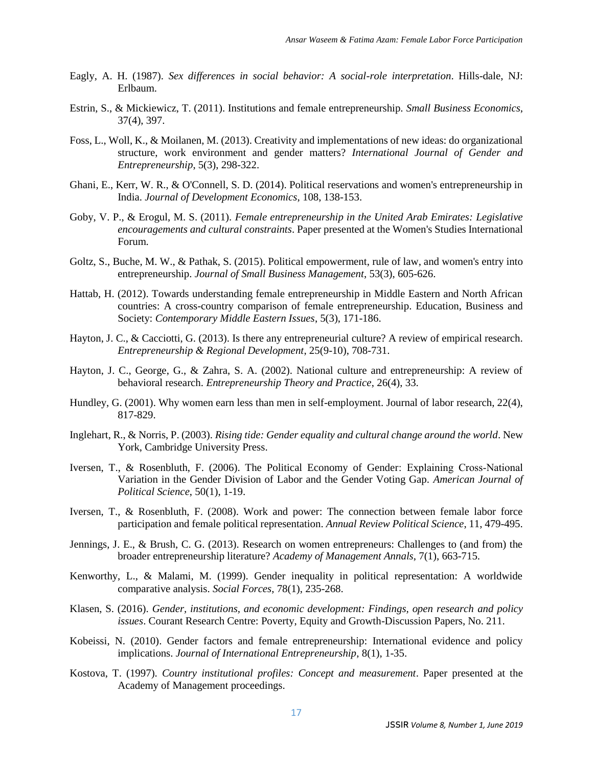Eagly, A. H. (1987). *Sex differences in social behavior: A social-role interpretation*. Hills-dale, NJ: Erlbaum.

Estrin, S., & Mickiewicz, T. (2011). Institutions and female entrepreneurship. *Small Business Economics*, 37(4), 397.

Foss, L., Woll, K., & Moilanen, M. (2013). Creativity and implementations of new ideas: do organizational structure, work environment and gender matters? *International Journal of Gender and Entrepreneurship*, 5(3), 298-322.

Ghani, E., Kerr, W. R., & O'Connell, S. D. (2014). Political reservations and women's entrepreneurship in India. *Journal of Development Economics*, 108, 138-153.

Goby, V. P., & Erogul, M. S. (2011). *Female entrepreneurship in the United Arab Emirates: Legislative encouragements and cultural constraints*. Paper presented at the Women's Studies International Forum.

Goltz, S., Buche, M. W., & Pathak, S. (2015). Political empowerment, rule of law, and women's entry into entrepreneurship. *Journal of Small Business Management*, 53(3), 605-626.

Hattab, H. (2012). Towards understanding female entrepreneurship in Middle Eastern and North African countries: A cross-country comparison of female entrepreneurship. Education, Business and Society: *Contemporary Middle Eastern Issues*, 5(3), 171-186.

Hayton, J. C., & Cacciotti, G. (2013). Is there any entrepreneurial culture? A review of empirical research. *Entrepreneurship & Regional Development*, 25(9-10), 708-731.

Hayton, J. C., George, G., & Zahra, S. A. (2002). National culture and entrepreneurship: A review of behavioral research. *Entrepreneurship Theory and Practice*, 26(4), 33.

Hundley, G. (2001). Why women earn less than men in self-employment. Journal of labor research, 22(4), 817-829.

Inglehart, R., & Norris, P. (2003). *Rising tide: Gender equality and cultural change around the world*. New York, Cambridge University Press.

Iversen, T., & Rosenbluth, F. (2006). The Political Economy of Gender: Explaining Cross-National Variation in the Gender Division of Labor and the Gender Voting Gap. *American Journal of Political Science*, 50(1), 1-19.

Iversen, T., & Rosenbluth, F. (2008). Work and power: The connection between female labor force participation and female political representation. *Annual Review Political Science*, 11, 479-495.

Jennings, J. E., & Brush, C. G. (2013). Research on women entrepreneurs: Challenges to (and from) the broader entrepreneurship literature? *Academy of Management Annals*, 7(1), 663-715.

Kenworthy, L., & Malami, M. (1999). Gender inequality in political representation: A worldwide comparative analysis. *Social Forces*, 78(1), 235-268.

Klasen, S. (2016). *Gender, institutions, and economic development: Findings, open research and policy issues*. Courant Research Centre: Poverty, Equity and Growth-Discussion Papers, No. 211.

Kobeissi, N. (2010). Gender factors and female entrepreneurship: International evidence and policy implications. *Journal of International Entrepreneurship*, 8(1), 1-35.

Kostova, T. (1997). *Country institutional profiles: Concept and measurement*. Paper presented at the Academy of Management proceedings.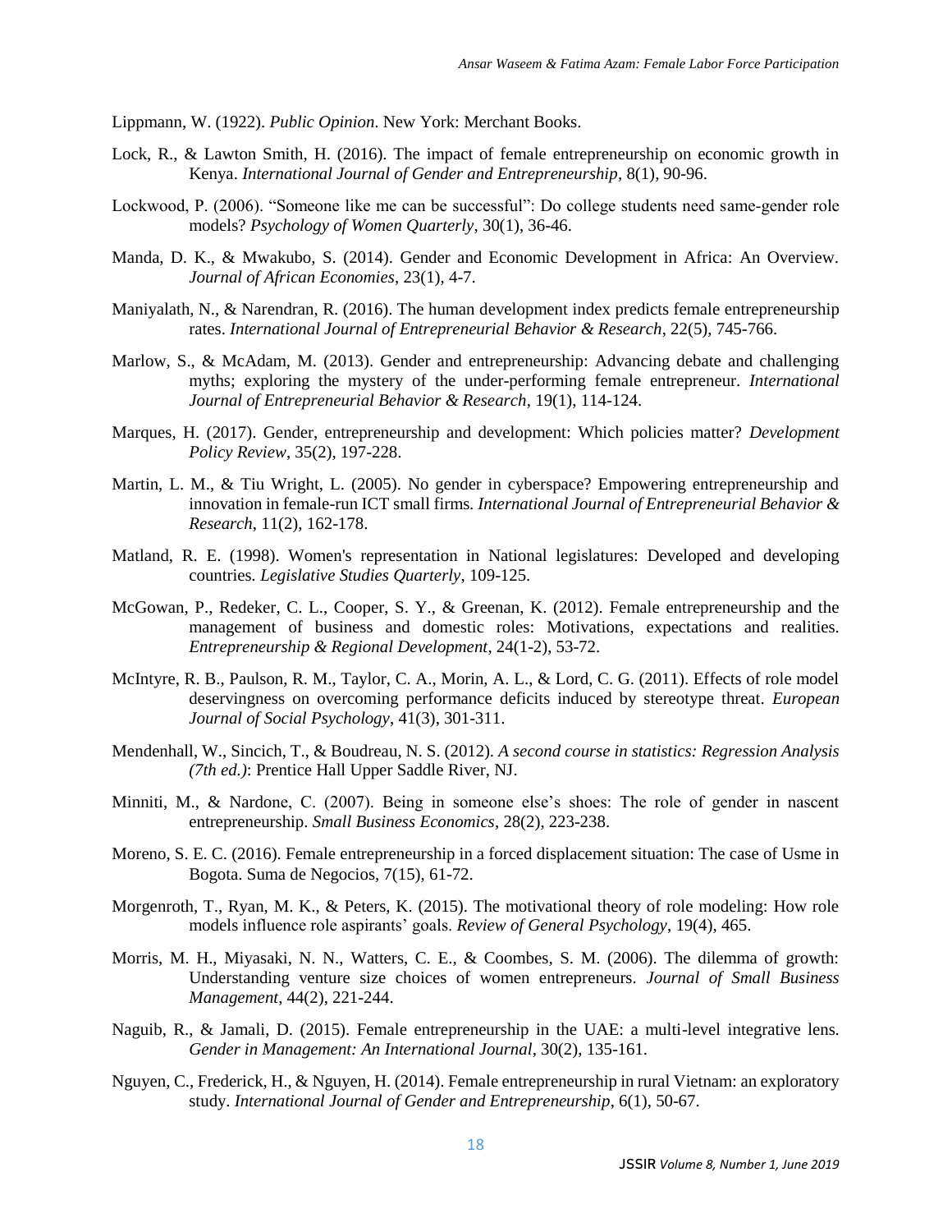Lippmann, W. (1922). *Public Opinion*. New York: Merchant Books.

Lock, R., & Lawton Smith, H. (2016). The impact of female entrepreneurship on economic growth in Kenya. *International Journal of Gender and Entrepreneurship*, 8(1), 90-96.

Lockwood, P. (2006). "Someone like me can be successful": Do college students need same-gender role models? *Psychology of Women Quarterly*, 30(1), 36-46.

Manda, D. K., & Mwakubo, S. (2014). Gender and Economic Development in Africa: An Overview. *Journal of African Economies*, 23(1), 4-7.

Maniyalath, N., & Narendran, R. (2016). The human development index predicts female entrepreneurship rates. *International Journal of Entrepreneurial Behavior & Research*, 22(5), 745-766.

Marlow, S., & McAdam, M. (2013). Gender and entrepreneurship: Advancing debate and challenging myths; exploring the mystery of the under-performing female entrepreneur. *International Journal of Entrepreneurial Behavior & Research*, 19(1), 114-124.

Marques, H. (2017). Gender, entrepreneurship and development: Which policies matter? *Development Policy Review*, 35(2), 197-228.

Martin, L. M., & Tiu Wright, L. (2005). No gender in cyberspace? Empowering entrepreneurship and innovation in female-run ICT small firms. *International Journal of Entrepreneurial Behavior & Research*, 11(2), 162-178.

Matland, R. E. (1998). Women's representation in National legislatures: Developed and developing countries. *Legislative Studies Quarterly*, 109-125.

McGowan, P., Redeker, C. L., Cooper, S. Y., & Greenan, K. (2012). Female entrepreneurship and the management of business and domestic roles: Motivations, expectations and realities. *Entrepreneurship & Regional Development*, 24(1-2), 53-72.

McIntyre, R. B., Paulson, R. M., Taylor, C. A., Morin, A. L., & Lord, C. G. (2011). Effects of role model deservingness on overcoming performance deficits induced by stereotype threat. *European Journal of Social Psychology*, 41(3), 301-311.

Mendenhall, W., Sincich, T., & Boudreau, N. S. (2012). *A second course in statistics: Regression Analysis (7th ed.)*: Prentice Hall Upper Saddle River, NJ.

Minniti, M., & Nardone, C. (2007). Being in someone else's shoes: The role of gender in nascent entrepreneurship. *Small Business Economics*, 28(2), 223-238.

Moreno, S. E. C. (2016). Female entrepreneurship in a forced displacement situation: The case of Usme in Bogota. Suma de Negocios, 7(15), 61-72.

Morgenroth, T., Ryan, M. K., & Peters, K. (2015). The motivational theory of role modeling: How role models influence role aspirants' goals. *Review of General Psychology*, 19(4), 465.

Morris, M. H., Miyasaki, N. N., Watters, C. E., & Coombes, S. M. (2006). The dilemma of growth: Understanding venture size choices of women entrepreneurs. *Journal of Small Business Management*, 44(2), 221-244.

Naguib, R., & Jamali, D. (2015). Female entrepreneurship in the UAE: a multi-level integrative lens. *Gender in Management: An International Journal*, 30(2), 135-161.

Nguyen, C., Frederick, H., & Nguyen, H. (2014). Female entrepreneurship in rural Vietnam: an exploratory study. *International Journal of Gender and Entrepreneurship*, 6(1), 50-67.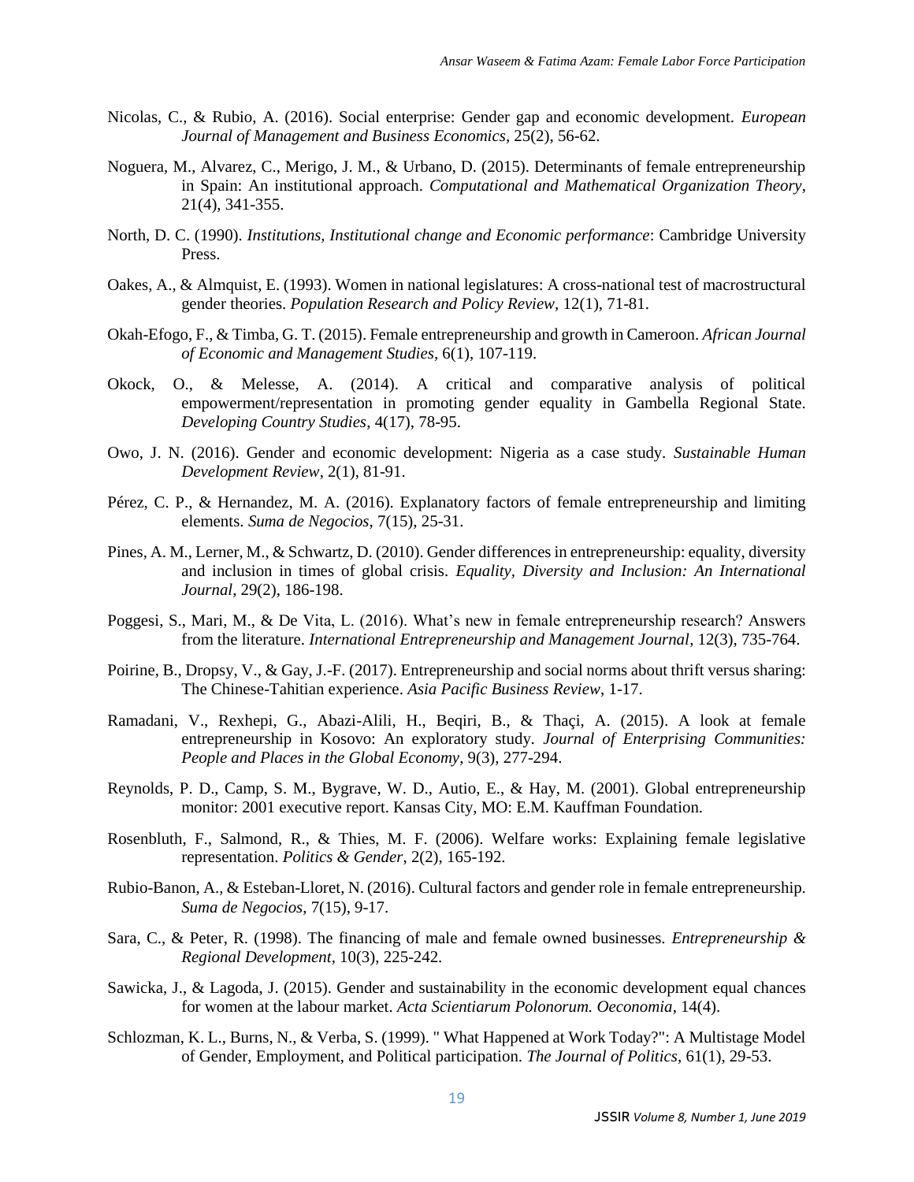Nicolas, C., & Rubio, A. (2016). Social enterprise: Gender gap and economic development. *European Journal of Management and Business Economics*, 25(2), 56-62.

Noguera, M., Alvarez, C., Merigo, J. M., & Urbano, D. (2015). Determinants of female entrepreneurship in Spain: An institutional approach. *Computational and Mathematical Organization Theory*, 21(4), 341-355.

North, D. C. (1990). *Institutions, Institutional change and Economic performance*: Cambridge University Press.

Oakes, A., & Almquist, E. (1993). Women in national legislatures: A cross-national test of macrostructural gender theories. *Population Research and Policy Review*, 12(1), 71-81.

Okah-Efogo, F., & Timba, G. T. (2015). Female entrepreneurship and growth in Cameroon. *African Journal of Economic and Management Studies*, 6(1), 107-119.

Okock, O., & Melesse, A. (2014). A critical and comparative analysis of political empowerment/representation in promoting gender equality in Gambella Regional State. *Developing Country Studies*, 4(17), 78-95.

Owo, J. N. (2016). Gender and economic development: Nigeria as a case study. *Sustainable Human Development Review*, 2(1), 81-91.

Pérez, C. P., & Hernandez, M. A. (2016). Explanatory factors of female entrepreneurship and limiting elements. *Suma de Negocios*, 7(15), 25-31.

Pines, A. M., Lerner, M., & Schwartz, D. (2010). Gender differences in entrepreneurship: equality, diversity and inclusion in times of global crisis. *Equality, Diversity and Inclusion: An International Journal*, 29(2), 186-198.

Poggesi, S., Mari, M., & De Vita, L. (2016). What's new in female entrepreneurship research? Answers from the literature. *International Entrepreneurship and Management Journal*, 12(3), 735-764.

Poirine, B., Dropsy, V., & Gay, J.-F. (2017). Entrepreneurship and social norms about thrift versus sharing: The Chinese-Tahitian experience. *Asia Pacific Business Review*, 1-17.

Ramadani, V., Rexhepi, G., Abazi-Alili, H., Beqiri, B., & Thaçi, A. (2015). A look at female entrepreneurship in Kosovo: An exploratory study. *Journal of Enterprising Communities: People and Places in the Global Economy*, 9(3), 277-294.

Reynolds, P. D., Camp, S. M., Bygrave, W. D., Autio, E., & Hay, M. (2001). Global entrepreneurship monitor: 2001 executive report. Kansas City, MO: E.M. Kauffman Foundation.

Rosenbluth, F., Salmond, R., & Thies, M. F. (2006). Welfare works: Explaining female legislative representation. *Politics & Gender*, 2(2), 165-192.

Rubio-Banon, A., & Esteban-Lloret, N. (2016). Cultural factors and gender role in female entrepreneurship. *Suma de Negocios*, 7(15), 9-17.

Sara, C., & Peter, R. (1998). The financing of male and female owned businesses. *Entrepreneurship & Regional Development*, 10(3), 225-242.

Sawicka, J., & Lagoda, J. (2015). Gender and sustainability in the economic development equal chances for women at the labour market. *Acta Scientiarum Polonorum. Oeconomia*, 14(4).

Schlozman, K. L., Burns, N., & Verba, S. (1999). " What Happened at Work Today?": A Multistage Model of Gender, Employment, and Political participation. *The Journal of Politics*, 61(1), 29-53.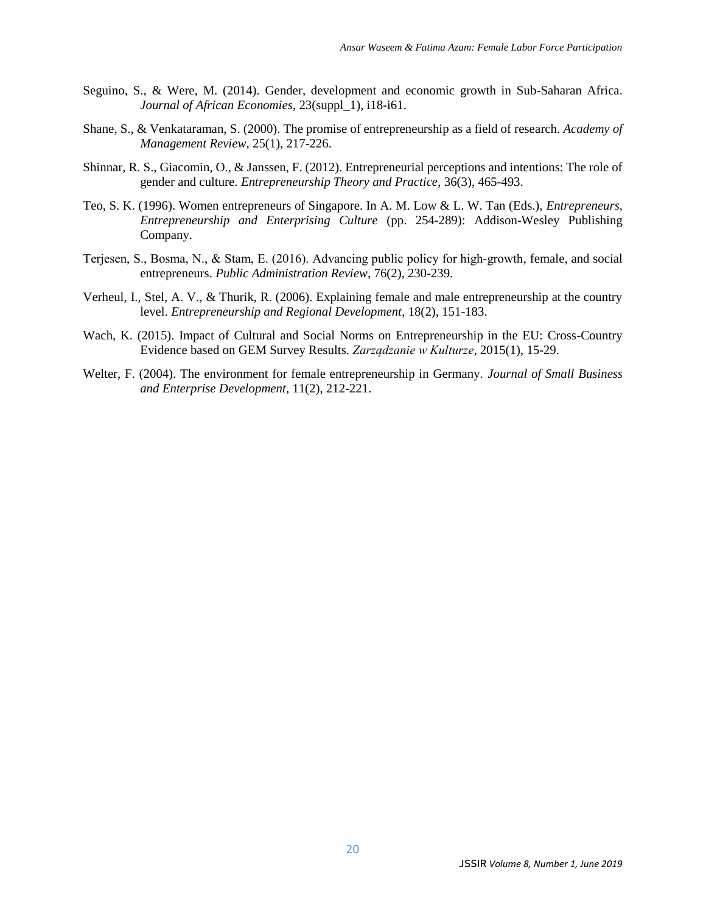Seguino, S., & Were, M. (2014). Gender, development and economic growth in Sub-Saharan Africa. *Journal of African Economies*, 23(suppl_1), i18-i61.

Shane, S., & Venkataraman, S. (2000). The promise of entrepreneurship as a field of research. *Academy of Management Review*, 25(1), 217-226.

Shinnar, R. S., Giacomin, O., & Janssen, F. (2012). Entrepreneurial perceptions and intentions: The role of gender and culture. *Entrepreneurship Theory and Practice*, 36(3), 465-493.

Teo, S. K. (1996). Women entrepreneurs of Singapore. In A. M. Low & L. W. Tan (Eds.), *Entrepreneurs, Entrepreneurship and Enterprising Culture* (pp. 254-289): Addison-Wesley Publishing Company.

Terjesen, S., Bosma, N., & Stam, E. (2016). Advancing public policy for high-growth, female, and social entrepreneurs. *Public Administration Review*, 76(2), 230-239.

Verheul, I., Stel, A. V., & Thurik, R. (2006). Explaining female and male entrepreneurship at the country level. *Entrepreneurship and Regional Development*, 18(2), 151-183.

Wach, K. (2015). Impact of Cultural and Social Norms on Entrepreneurship in the EU: Cross-Country Evidence based on GEM Survey Results. *Zarządzanie w Kulturze*, 2015(1), 15-29.

Welter, F. (2004). The environment for female entrepreneurship in Germany. *Journal of Small Business and Enterprise Development*, 11(2), 212-221.